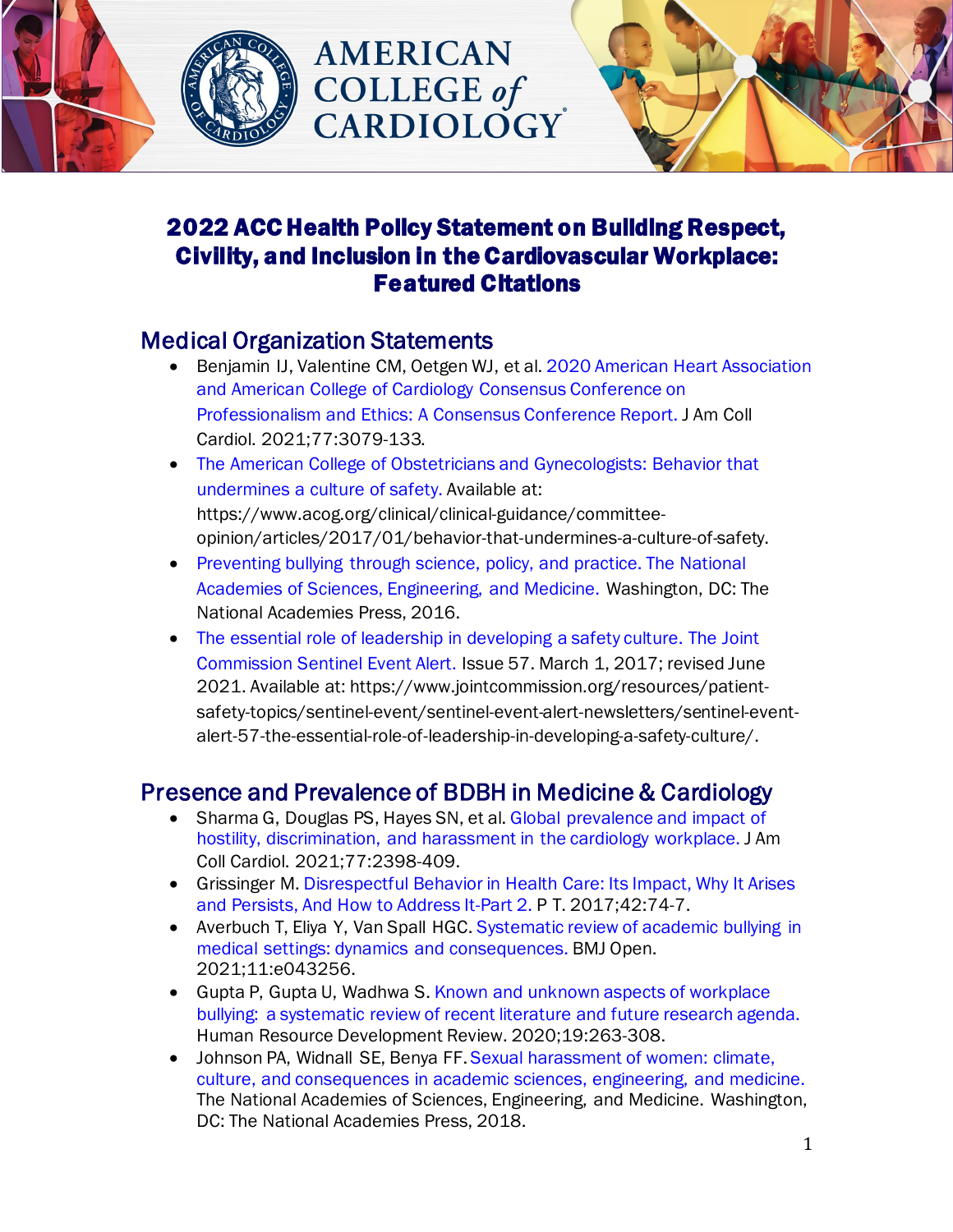# 2022 ACC Health Policy Statement on Building Respect, Civility, and Inclusion in the Cardiovascular Workplace: Featured Citations

## Medical Organization Statements

- Benjamin IJ, Valentine CM, Oetgen WJ, et al. 2020 American Heart Association and American College of Cardiology Consensus Conference on Professionalism and Ethics: A Consensus Conference Report. J Am Coll Cardiol. 2021;77:3079-133.
- The American College of Obstetricians and Gynecologists: Behavior that undermines a culture of safety. Available at: https://www.acog.org/clinical/clinical-guidance/committee-opinion/articles/2017/01/behavior-that-undermines-a-culture-of-safety.
- Preventing bullying through science, policy, and practice. The National Academies of Sciences, Engineering, and Medicine. Washington, DC: The National Academies Press, 2016.
- The essential role of leadership in developing a safety culture. The Joint Commission Sentinel Event Alert. Issue 57. March 1, 2017; revised June 2021. Available at: https://www.jointcommission.org/resources/patient-safety-topics/sentinel-event/sentinel-event-alert-newsletters/sentinel-event-alert-57-the-essential-role-of-leadership-in-developing-a-safety-culture/.

## Presence and Prevalence of BDBH in Medicine & Cardiology

- Sharma G, Douglas PS, Hayes SN, et al. Global prevalence and impact of hostility, discrimination, and harassment in the cardiology workplace. J Am Coll Cardiol. 2021;77:2398-409.
- Grissinger M. Disrespectful Behavior in Health Care: Its Impact, Why It Arises and Persists, And How to Address It-Part 2. P T. 2017;42:74-7.
- Averbuch T, Eliya Y, Van Spall HGC. Systematic review of academic bullying in medical settings: dynamics and consequences. BMJ Open. 2021;11:e043256.
- Gupta P, Gupta U, Wadhwa S. Known and unknown aspects of workplace bullying: a systematic review of recent literature and future research agenda. Human Resource Development Review. 2020;19:263-308.
- Johnson PA, Widnall SE, Benya FF. Sexual harassment of women: climate, culture, and consequences in academic sciences, engineering, and medicine. The National Academies of Sciences, Engineering, and Medicine. Washington, DC: The National Academies Press, 2018.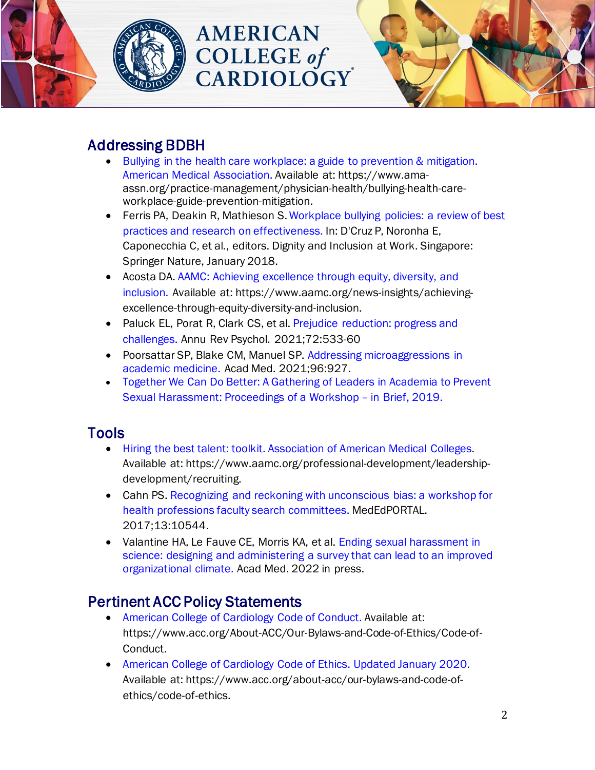## Addressing BDBH

- Bullying in the health care workplace: a guide to prevention & mitigation. American Medical Association. Available at: https://www.ama-assn.org/practice-management/physician-health/bullying-health-care-workplace-guide-prevention-mitigation.
- Ferris PA, Deakin R, Mathieson S. Workplace bullying policies: a review of best practices and research on effectiveness. In: D'Cruz P, Noronha E, Caponecchia C, et al., editors. Dignity and Inclusion at Work. Singapore: Springer Nature, January 2018.
- Acosta DA. AAMC: Achieving excellence through equity, diversity, and inclusion. Available at: https://www.aamc.org/news-insights/achieving-excellence-through-equity-diversity-and-inclusion.
- Paluck EL, Porat R, Clark CS, et al. Prejudice reduction: progress and challenges. Annu Rev Psychol. 2021;72:533-60
- Poorsattar SP, Blake CM, Manuel SP. Addressing microaggressions in academic medicine. Acad Med. 2021;96:927.
- Together We Can Do Better: A Gathering of Leaders in Academia to Prevent Sexual Harassment: Proceedings of a Workshop – in Brief, 2019.

## Tools

- Hiring the best talent: toolkit. Association of American Medical Colleges. Available at: https://www.aamc.org/professional-development/leadership-development/recruiting.
- Cahn PS. Recognizing and reckoning with unconscious bias: a workshop for health professions faculty search committees. MedEdPORTAL. 2017;13:10544.
- Valantine HA, Le Fauve CE, Morris KA, et al. Ending sexual harassment in science: designing and administering a survey that can lead to an improved organizational climate. Acad Med. 2022 in press.

## Pertinent ACC Policy Statements

- American College of Cardiology Code of Conduct. Available at: https://www.acc.org/About-ACC/Our-Bylaws-and-Code-of-Ethics/Code-of-Conduct.
- American College of Cardiology Code of Ethics. Updated January 2020. Available at: https://www.acc.org/about-acc/our-bylaws-and-code-of-ethics/code-of-ethics.